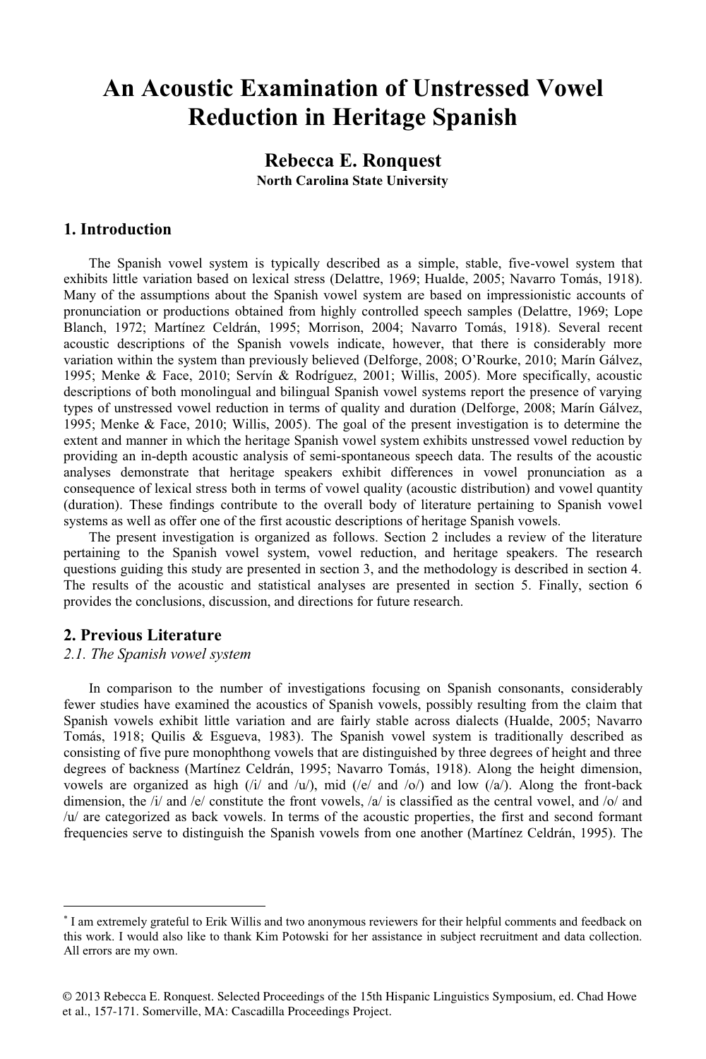# An Acoustic Examination of Unstressed Vowel Reduction in Heritage Spanish

**Rebecca E. Ronquest**
**North Carolina State University**

## 1. Introduction

The Spanish vowel system is typically described as a simple, stable, five-vowel system that exhibits little variation based on lexical stress (Delattre, 1969; Hualde, 2005; Navarro Tomás, 1918). Many of the assumptions about the Spanish vowel system are based on impressionistic accounts of pronunciation or productions obtained from highly controlled speech samples (Delattre, 1969; Lope Blanch, 1972; Martínez Celdrán, 1995; Morrison, 2004; Navarro Tomás, 1918). Several recent acoustic descriptions of the Spanish vowels indicate, however, that there is considerably more variation within the system than previously believed (Delforge, 2008; O'Rourke, 2010; Marín Gálvez, 1995; Menke & Face, 2010; Servín & Rodríguez, 2001; Willis, 2005). More specifically, acoustic descriptions of both monolingual and bilingual Spanish vowel systems report the presence of varying types of unstressed vowel reduction in terms of quality and duration (Delforge, 2008; Marín Gálvez, 1995; Menke & Face, 2010; Willis, 2005). The goal of the present investigation is to determine the extent and manner in which the heritage Spanish vowel system exhibits unstressed vowel reduction by providing an in-depth acoustic analysis of semi-spontaneous speech data. The results of the acoustic analyses demonstrate that heritage speakers exhibit differences in vowel pronunciation as a consequence of lexical stress both in terms of vowel quality (acoustic distribution) and vowel quantity (duration). These findings contribute to the overall body of literature pertaining to Spanish vowel systems as well as offer one of the first acoustic descriptions of heritage Spanish vowels.

The present investigation is organized as follows. Section 2 includes a review of the literature pertaining to the Spanish vowel system, vowel reduction, and heritage speakers. The research questions guiding this study are presented in section 3, and the methodology is described in section 4. The results of the acoustic and statistical analyses are presented in section 5. Finally, section 6 provides the conclusions, discussion, and directions for future research.

## 2. Previous Literature

### *2.1. The Spanish vowel system*

In comparison to the number of investigations focusing on Spanish consonants, considerably fewer studies have examined the acoustics of Spanish vowels, possibly resulting from the claim that Spanish vowels exhibit little variation and are fairly stable across dialects (Hualde, 2005; Navarro Tomás, 1918; Quilis & Esgueva, 1983). The Spanish vowel system is traditionally described as consisting of five pure monophthong vowels that are distinguished by three degrees of height and three degrees of backness (Martínez Celdrán, 1995; Navarro Tomás, 1918). Along the height dimension, vowels are organized as high (/i/ and /u/), mid (/e/ and /o/) and low (/a/). Along the front-back dimension, the /i/ and /e/ constitute the front vowels, /a/ is classified as the central vowel, and /o/ and /u/ are categorized as back vowels. In terms of the acoustic properties, the first and second formant frequencies serve to distinguish the Spanish vowels from one another (Martínez Celdrán, 1995). The

---

\* I am extremely grateful to Erik Willis and two anonymous reviewers for their helpful comments and feedback on this work. I would also like to thank Kim Potowski for her assistance in subject recruitment and data collection. All errors are my own.

© 2013 Rebecca E. Ronquest. Selected Proceedings of the 15th Hispanic Linguistics Symposium, ed. Chad Howe et al., 157-171. Somerville, MA: Cascadilla Proceedings Project.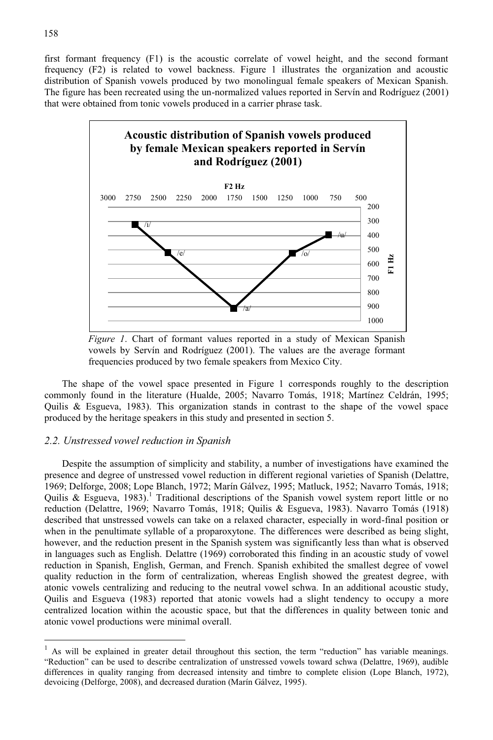first formant frequency (F1) is the acoustic correlate of vowel height, and the second formant frequency (F2) is related to vowel backness. Figure 1 illustrates the organization and acoustic distribution of Spanish vowels produced by two monolingual female speakers of Mexican Spanish. The figure has been recreated using the un-normalized values reported in Servín and Rodríguez (2001) that were obtained from tonic vowels produced in a carrier phrase task.

*Figure 1*. Chart of formant values reported in a study of Mexican Spanish vowels by Servín and Rodríguez (2001). The values are the average formant frequencies produced by two female speakers from Mexico City.

The shape of the vowel space presented in Figure 1 corresponds roughly to the description commonly found in the literature (Hualde, 2005; Navarro Tomás, 1918; Martínez Celdrán, 1995; Quilis & Esgueva, 1983). This organization stands in contrast to the shape of the vowel space produced by the heritage speakers in this study and presented in section 5.

### *2.2. Unstressed vowel reduction in Spanish*

Despite the assumption of simplicity and stability, a number of investigations have examined the presence and degree of unstressed vowel reduction in different regional varieties of Spanish (Delattre, 1969; Delforge, 2008; Lope Blanch, 1972; Marín Gálvez, 1995; Matluck, 1952; Navarro Tomás, 1918; Quilis & Esgueva, 1983).[1] Traditional descriptions of the Spanish vowel system report little or no reduction (Delattre, 1969; Navarro Tomás, 1918; Quilis & Esgueva, 1983). Navarro Tomás (1918) described that unstressed vowels can take on a relaxed character, especially in word-final position or when in the penultimate syllable of a proparoxytone. The differences were described as being slight, however, and the reduction present in the Spanish system was significantly less than what is observed in languages such as English. Delattre (1969) corroborated this finding in an acoustic study of vowel reduction in Spanish, English, German, and French. Spanish exhibited the smallest degree of vowel quality reduction in the form of centralization, whereas English showed the greatest degree, with atonic vowels centralizing and reducing to the neutral vowel schwa. In an additional acoustic study, Quilis and Esgueva (1983) reported that atonic vowels had a slight tendency to occupy a more centralized location within the acoustic space, but that the differences in quality between tonic and atonic vowel productions were minimal overall.

---

[1] As will be explained in greater detail throughout this section, the term "reduction" has variable meanings. "Reduction" can be used to describe centralization of unstressed vowels toward schwa (Delattre, 1969), audible differences in quality ranging from decreased intensity and timbre to complete elision (Lope Blanch, 1972), devoicing (Delforge, 2008), and decreased duration (Marín Gálvez, 1995).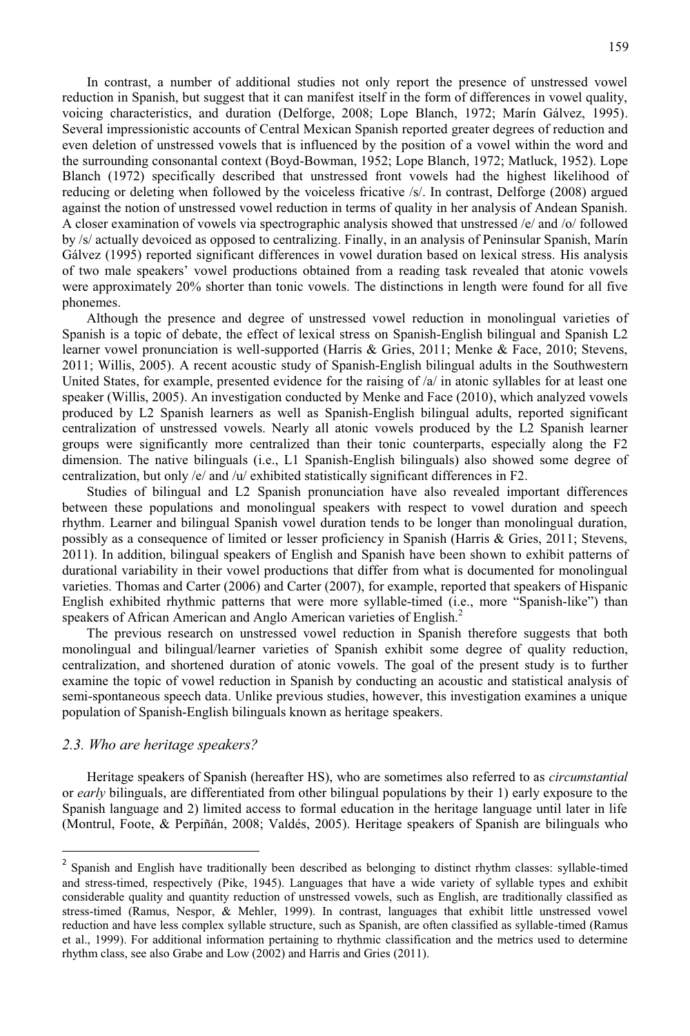In contrast, a number of additional studies not only report the presence of unstressed vowel reduction in Spanish, but suggest that it can manifest itself in the form of differences in vowel quality, voicing characteristics, and duration (Delforge, 2008; Lope Blanch, 1972; Marín Gálvez, 1995). Several impressionistic accounts of Central Mexican Spanish reported greater degrees of reduction and even deletion of unstressed vowels that is influenced by the position of a vowel within the word and the surrounding consonantal context (Boyd-Bowman, 1952; Lope Blanch, 1972; Matluck, 1952). Lope Blanch (1972) specifically described that unstressed front vowels had the highest likelihood of reducing or deleting when followed by the voiceless fricative /s/. In contrast, Delforge (2008) argued against the notion of unstressed vowel reduction in terms of quality in her analysis of Andean Spanish. A closer examination of vowels via spectrographic analysis showed that unstressed /e/ and /o/ followed by /s/ actually devoiced as opposed to centralizing. Finally, in an analysis of Peninsular Spanish, Marín Gálvez (1995) reported significant differences in vowel duration based on lexical stress. His analysis of two male speakers' vowel productions obtained from a reading task revealed that atonic vowels were approximately 20% shorter than tonic vowels. The distinctions in length were found for all five phonemes.

Although the presence and degree of unstressed vowel reduction in monolingual varieties of Spanish is a topic of debate, the effect of lexical stress on Spanish-English bilingual and Spanish L2 learner vowel pronunciation is well-supported (Harris & Gries, 2011; Menke & Face, 2010; Stevens, 2011; Willis, 2005). A recent acoustic study of Spanish-English bilingual adults in the Southwestern United States, for example, presented evidence for the raising of /a/ in atonic syllables for at least one speaker (Willis, 2005). An investigation conducted by Menke and Face (2010), which analyzed vowels produced by L2 Spanish learners as well as Spanish-English bilingual adults, reported significant centralization of unstressed vowels. Nearly all atonic vowels produced by the L2 Spanish learner groups were significantly more centralized than their tonic counterparts, especially along the F2 dimension. The native bilinguals (i.e., L1 Spanish-English bilinguals) also showed some degree of centralization, but only /e/ and /u/ exhibited statistically significant differences in F2.

Studies of bilingual and L2 Spanish pronunciation have also revealed important differences between these populations and monolingual speakers with respect to vowel duration and speech rhythm. Learner and bilingual Spanish vowel duration tends to be longer than monolingual duration, possibly as a consequence of limited or lesser proficiency in Spanish (Harris & Gries, 2011; Stevens, 2011). In addition, bilingual speakers of English and Spanish have been shown to exhibit patterns of durational variability in their vowel productions that differ from what is documented for monolingual varieties. Thomas and Carter (2006) and Carter (2007), for example, reported that speakers of Hispanic English exhibited rhythmic patterns that were more syllable-timed (i.e., more "Spanish-like") than speakers of African American and Anglo American varieties of English.[2]

The previous research on unstressed vowel reduction in Spanish therefore suggests that both monolingual and bilingual/learner varieties of Spanish exhibit some degree of quality reduction, centralization, and shortened duration of atonic vowels. The goal of the present study is to further examine the topic of vowel reduction in Spanish by conducting an acoustic and statistical analysis of semi-spontaneous speech data. Unlike previous studies, however, this investigation examines a unique population of Spanish-English bilinguals known as heritage speakers.

### *2.3. Who are heritage speakers?*

Heritage speakers of Spanish (hereafter HS), who are sometimes also referred to as *circumstantial* or *early* bilinguals, are differentiated from other bilingual populations by their 1) early exposure to the Spanish language and 2) limited access to formal education in the heritage language until later in life (Montrul, Foote, & Perpiñán, 2008; Valdés, 2005). Heritage speakers of Spanish are bilinguals who

---

[2] Spanish and English have traditionally been described as belonging to distinct rhythm classes: syllable-timed and stress-timed, respectively (Pike, 1945). Languages that have a wide variety of syllable types and exhibit considerable quality and quantity reduction of unstressed vowels, such as English, are traditionally classified as stress-timed (Ramus, Nespor, & Mehler, 1999). In contrast, languages that exhibit little unstressed vowel reduction and have less complex syllable structure, such as Spanish, are often classified as syllable-timed (Ramus et al., 1999). For additional information pertaining to rhythmic classification and the metrics used to determine rhythm class, see also Grabe and Low (2002) and Harris and Gries (2011).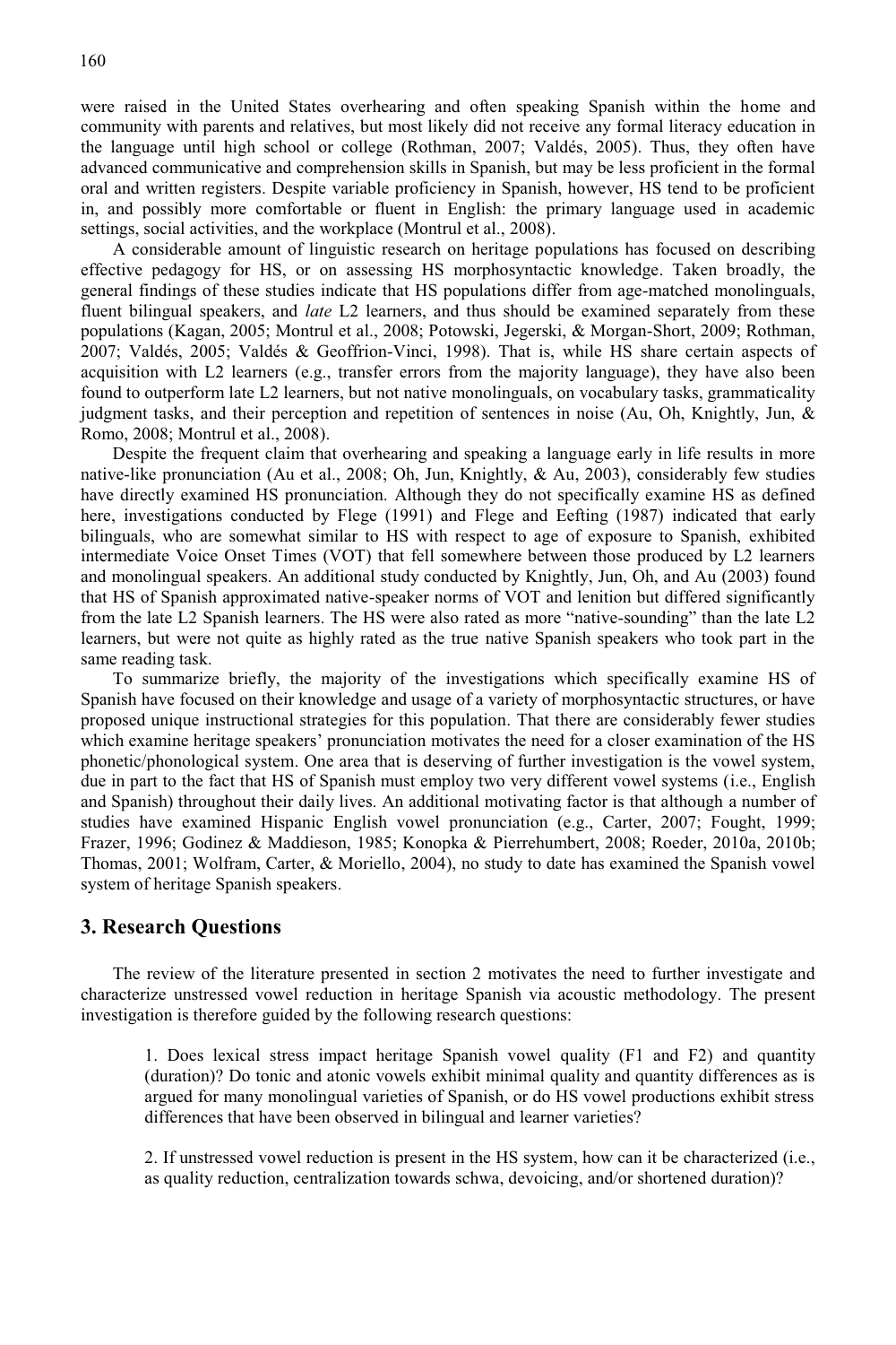were raised in the United States overhearing and often speaking Spanish within the home and community with parents and relatives, but most likely did not receive any formal literacy education in the language until high school or college (Rothman, 2007; Valdés, 2005). Thus, they often have advanced communicative and comprehension skills in Spanish, but may be less proficient in the formal oral and written registers. Despite variable proficiency in Spanish, however, HS tend to be proficient in, and possibly more comfortable or fluent in English: the primary language used in academic settings, social activities, and the workplace (Montrul et al., 2008).

A considerable amount of linguistic research on heritage populations has focused on describing effective pedagogy for HS, or on assessing HS morphosyntactic knowledge. Taken broadly, the general findings of these studies indicate that HS populations differ from age-matched monolinguals, fluent bilingual speakers, and *late* L2 learners, and thus should be examined separately from these populations (Kagan, 2005; Montrul et al., 2008; Potowski, Jegerski, & Morgan-Short, 2009; Rothman, 2007; Valdés, 2005; Valdés & Geoffrion-Vinci, 1998). That is, while HS share certain aspects of acquisition with L2 learners (e.g., transfer errors from the majority language), they have also been found to outperform late L2 learners, but not native monolinguals, on vocabulary tasks, grammaticality judgment tasks, and their perception and repetition of sentences in noise (Au, Oh, Knightly, Jun, & Romo, 2008; Montrul et al., 2008).

Despite the frequent claim that overhearing and speaking a language early in life results in more native-like pronunciation (Au et al., 2008; Oh, Jun, Knightly, & Au, 2003), considerably few studies have directly examined HS pronunciation. Although they do not specifically examine HS as defined here, investigations conducted by Flege (1991) and Flege and Eefting (1987) indicated that early bilinguals, who are somewhat similar to HS with respect to age of exposure to Spanish, exhibited intermediate Voice Onset Times (VOT) that fell somewhere between those produced by L2 learners and monolingual speakers. An additional study conducted by Knightly, Jun, Oh, and Au (2003) found that HS of Spanish approximated native-speaker norms of VOT and lenition but differed significantly from the late L2 Spanish learners. The HS were also rated as more "native-sounding" than the late L2 learners, but were not quite as highly rated as the true native Spanish speakers who took part in the same reading task.

To summarize briefly, the majority of the investigations which specifically examine HS of Spanish have focused on their knowledge and usage of a variety of morphosyntactic structures, or have proposed unique instructional strategies for this population. That there are considerably fewer studies which examine heritage speakers' pronunciation motivates the need for a closer examination of the HS phonetic/phonological system. One area that is deserving of further investigation is the vowel system, due in part to the fact that HS of Spanish must employ two very different vowel systems (i.e., English and Spanish) throughout their daily lives. An additional motivating factor is that although a number of studies have examined Hispanic English vowel pronunciation (e.g., Carter, 2007; Fought, 1999; Frazer, 1996; Godinez & Maddieson, 1985; Konopka & Pierrehumbert, 2008; Roeder, 2010a, 2010b; Thomas, 2001; Wolfram, Carter, & Moriello, 2004), no study to date has examined the Spanish vowel system of heritage Spanish speakers.

## 3. Research Questions

The review of the literature presented in section 2 motivates the need to further investigate and characterize unstressed vowel reduction in heritage Spanish via acoustic methodology. The present investigation is therefore guided by the following research questions:

1. Does lexical stress impact heritage Spanish vowel quality (F1 and F2) and quantity (duration)? Do tonic and atonic vowels exhibit minimal quality and quantity differences as is argued for many monolingual varieties of Spanish, or do HS vowel productions exhibit stress differences that have been observed in bilingual and learner varieties?

2. If unstressed vowel reduction is present in the HS system, how can it be characterized (i.e., as quality reduction, centralization towards schwa, devoicing, and/or shortened duration)?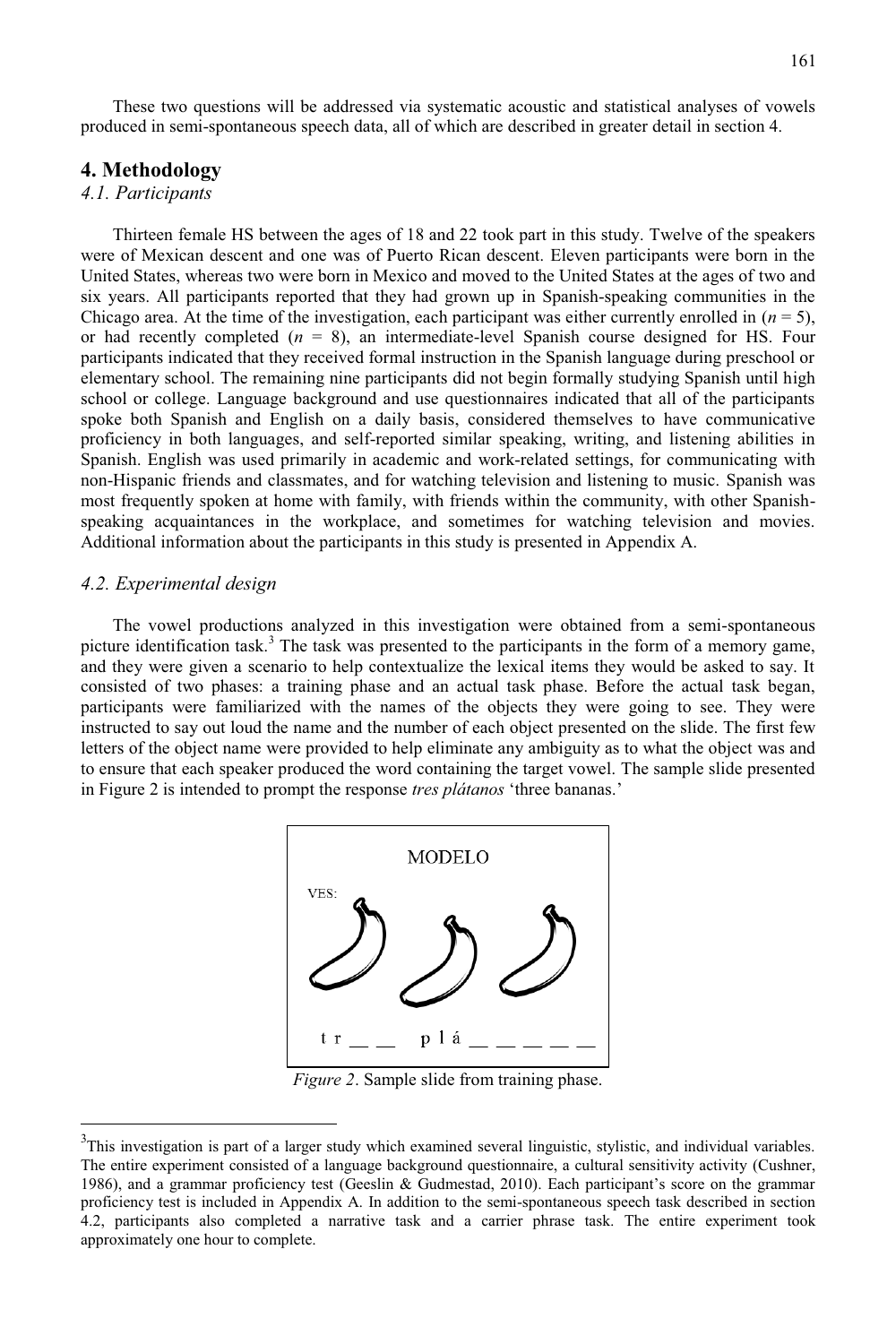These two questions will be addressed via systematic acoustic and statistical analyses of vowels produced in semi-spontaneous speech data, all of which are described in greater detail in section 4.

## 4. Methodology

### *4.1. Participants*

Thirteen female HS between the ages of 18 and 22 took part in this study. Twelve of the speakers were of Mexican descent and one was of Puerto Rican descent. Eleven participants were born in the United States, whereas two were born in Mexico and moved to the United States at the ages of two and six years. All participants reported that they had grown up in Spanish-speaking communities in the Chicago area. At the time of the investigation, each participant was either currently enrolled in ($n = 5$), or had recently completed ($n = 8$), an intermediate-level Spanish course designed for HS. Four participants indicated that they received formal instruction in the Spanish language during preschool or elementary school. The remaining nine participants did not begin formally studying Spanish until high school or college. Language background and use questionnaires indicated that all of the participants spoke both Spanish and English on a daily basis, considered themselves to have communicative proficiency in both languages, and self-reported similar speaking, writing, and listening abilities in Spanish. English was used primarily in academic and work-related settings, for communicating with non-Hispanic friends and classmates, and for watching television and listening to music. Spanish was most frequently spoken at home with family, with friends within the community, with other Spanish-speaking acquaintances in the workplace, and sometimes for watching television and movies. Additional information about the participants in this study is presented in Appendix A.

### *4.2. Experimental design*

The vowel productions analyzed in this investigation were obtained from a semi-spontaneous picture identification task.[3] The task was presented to the participants in the form of a memory game, and they were given a scenario to help contextualize the lexical items they would be asked to say. It consisted of two phases: a training phase and an actual task phase. Before the actual task began, participants were familiarized with the names of the objects they were going to see. They were instructed to say out loud the name and the number of each object presented on the slide. The first few letters of the object name were provided to help eliminate any ambiguity as to what the object was and to ensure that each speaker produced the word containing the target vowel. The sample slide presented in Figure 2 is intended to prompt the response *tres plátanos* 'three bananas.'

MODELO

VES:

t r \_\_ \_\_    p l á \_\_ \_\_ \_\_ \_\_ \_\_

*Figure 2*. Sample slide from training phase.

---

[3]This investigation is part of a larger study which examined several linguistic, stylistic, and individual variables. The entire experiment consisted of a language background questionnaire, a cultural sensitivity activity (Cushner, 1986), and a grammar proficiency test (Geeslin & Gudmestad, 2010). Each participant's score on the grammar proficiency test is included in Appendix A. In addition to the semi-spontaneous speech task described in section 4.2, participants also completed a narrative task and a carrier phrase task. The entire experiment took approximately one hour to complete.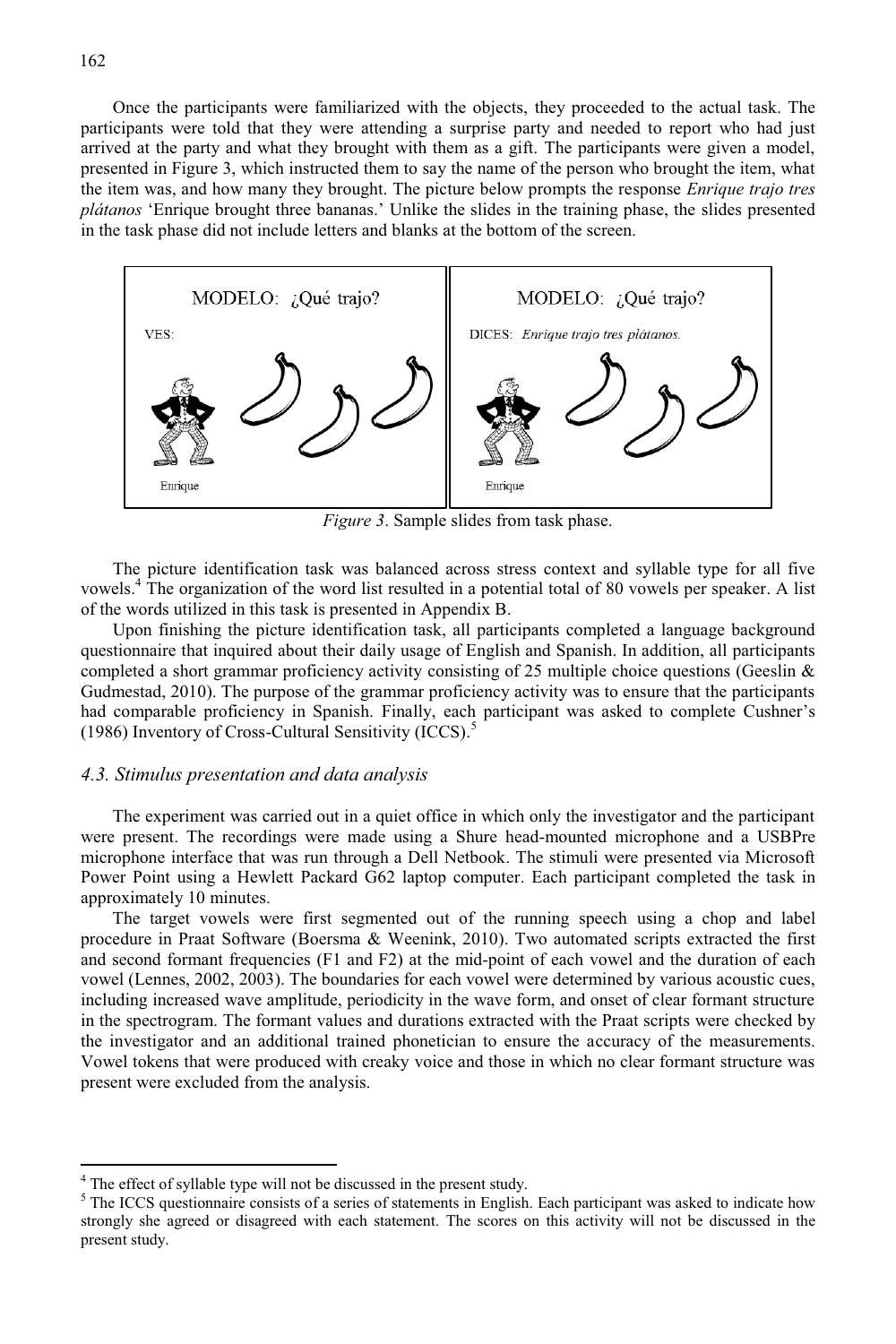Once the participants were familiarized with the objects, they proceeded to the actual task. The participants were told that they were attending a surprise party and needed to report who had just arrived at the party and what they brought with them as a gift. The participants were given a model, presented in Figure 3, which instructed them to say the name of the person who brought the item, what the item was, and how many they brought. The picture below prompts the response *Enrique trajo tres plátanos* 'Enrique brought three bananas.' Unlike the slides in the training phase, the slides presented in the task phase did not include letters and blanks at the bottom of the screen.

*Figure 3*. Sample slides from task phase.

The picture identification task was balanced across stress context and syllable type for all five vowels.[4] The organization of the word list resulted in a potential total of 80 vowels per speaker. A list of the words utilized in this task is presented in Appendix B.

Upon finishing the picture identification task, all participants completed a language background questionnaire that inquired about their daily usage of English and Spanish. In addition, all participants completed a short grammar proficiency activity consisting of 25 multiple choice questions (Geeslin & Gudmestad, 2010). The purpose of the grammar proficiency activity was to ensure that the participants had comparable proficiency in Spanish. Finally, each participant was asked to complete Cushner's (1986) Inventory of Cross-Cultural Sensitivity (ICCS).[5]

### *4.3. Stimulus presentation and data analysis*

The experiment was carried out in a quiet office in which only the investigator and the participant were present. The recordings were made using a Shure head-mounted microphone and a USBPre microphone interface that was run through a Dell Netbook. The stimuli were presented via Microsoft Power Point using a Hewlett Packard G62 laptop computer. Each participant completed the task in approximately 10 minutes.

The target vowels were first segmented out of the running speech using a chop and label procedure in Praat Software (Boersma & Weenink, 2010). Two automated scripts extracted the first and second formant frequencies (F1 and F2) at the mid-point of each vowel and the duration of each vowel (Lennes, 2002, 2003). The boundaries for each vowel were determined by various acoustic cues, including increased wave amplitude, periodicity in the wave form, and onset of clear formant structure in the spectrogram. The formant values and durations extracted with the Praat scripts were checked by the investigator and an additional trained phonetician to ensure the accuracy of the measurements. Vowel tokens that were produced with creaky voice and those in which no clear formant structure was present were excluded from the analysis.

---

[4] The effect of syllable type will not be discussed in the present study.

[5] The ICCS questionnaire consists of a series of statements in English. Each participant was asked to indicate how strongly she agreed or disagreed with each statement. The scores on this activity will not be discussed in the present study.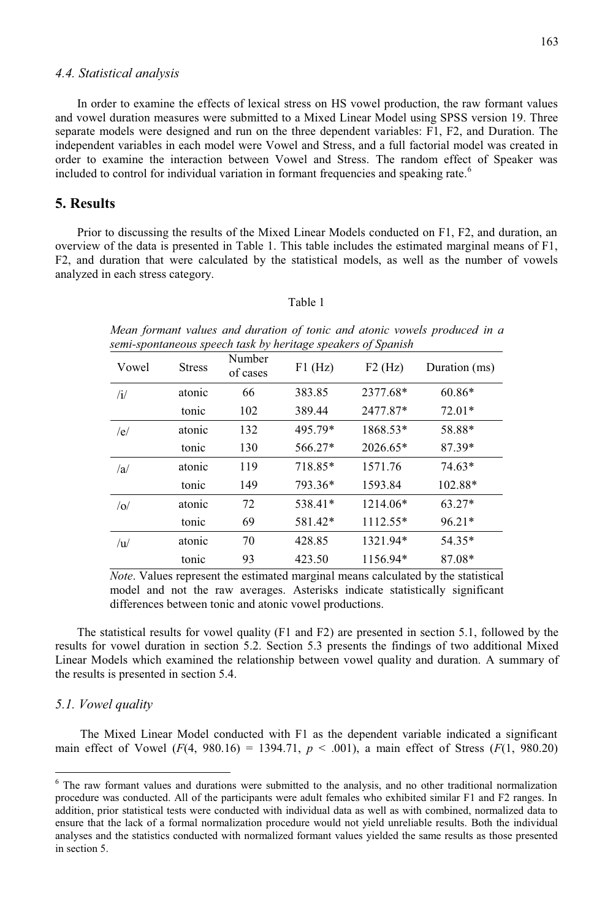### 4.4. Statistical analysis

In order to examine the effects of lexical stress on HS vowel production, the raw formant values and vowel duration measures were submitted to a Mixed Linear Model using SPSS version 19. Three separate models were designed and run on the three dependent variables: F1, F2, and Duration. The independent variables in each model were Vowel and Stress, and a full factorial model was created in order to examine the interaction between Vowel and Stress. The random effect of Speaker was included to control for individual variation in formant frequencies and speaking rate.[6]

## 5. Results

Prior to discussing the results of the Mixed Linear Models conducted on F1, F2, and duration, an overview of the data is presented in Table 1. This table includes the estimated marginal means of F1, F2, and duration that were calculated by the statistical models, as well as the number of vowels analyzed in each stress category.

Table 1

*Mean formant values and duration of tonic and atonic vowels produced in a semi-spontaneous speech task by heritage speakers of Spanish*

| Vowel | Stress | Number of cases | F1 (Hz) | F2 (Hz) | Duration (ms) |
|---|---|---|---|---|---|
| /i/ | atonic | 66 | 383.85 | 2377.68* | 60.86* |
| | tonic | 102 | 389.44 | 2477.87* | 72.01* |
| /e/ | atonic | 132 | 495.79* | 1868.53* | 58.88* |
| | tonic | 130 | 566.27* | 2026.65* | 87.39* |
| /a/ | atonic | 119 | 718.85* | 1571.76 | 74.63* |
| | tonic | 149 | 793.36* | 1593.84 | 102.88* |
| /o/ | atonic | 72 | 538.41* | 1214.06* | 63.27* |
| | tonic | 69 | 581.42* | 1112.55* | 96.21* |
| /u/ | atonic | 70 | 428.85 | 1321.94* | 54.35* |
| | tonic | 93 | 423.50 | 1156.94* | 87.08* |

*Note*. Values represent the estimated marginal means calculated by the statistical model and not the raw averages. Asterisks indicate statistically significant differences between tonic and atonic vowel productions.

The statistical results for vowel quality (F1 and F2) are presented in section 5.1, followed by the results for vowel duration in section 5.2. Section 5.3 presents the findings of two additional Mixed Linear Models which examined the relationship between vowel quality and duration. A summary of the results is presented in section 5.4.

### 5.1. Vowel quality

The Mixed Linear Model conducted with F1 as the dependent variable indicated a significant main effect of Vowel ($F(4, 980.16) = 1394.71$, $p < .001$), a main effect of Stress ($F(1, 980.20)$

[6] The raw formant values and durations were submitted to the analysis, and no other traditional normalization procedure was conducted. All of the participants were adult females who exhibited similar F1 and F2 ranges. In addition, prior statistical tests were conducted with individual data as well as with combined, normalized data to ensure that the lack of a formal normalization procedure would not yield unreliable results. Both the individual analyses and the statistics conducted with normalized formant values yielded the same results as those presented in section 5.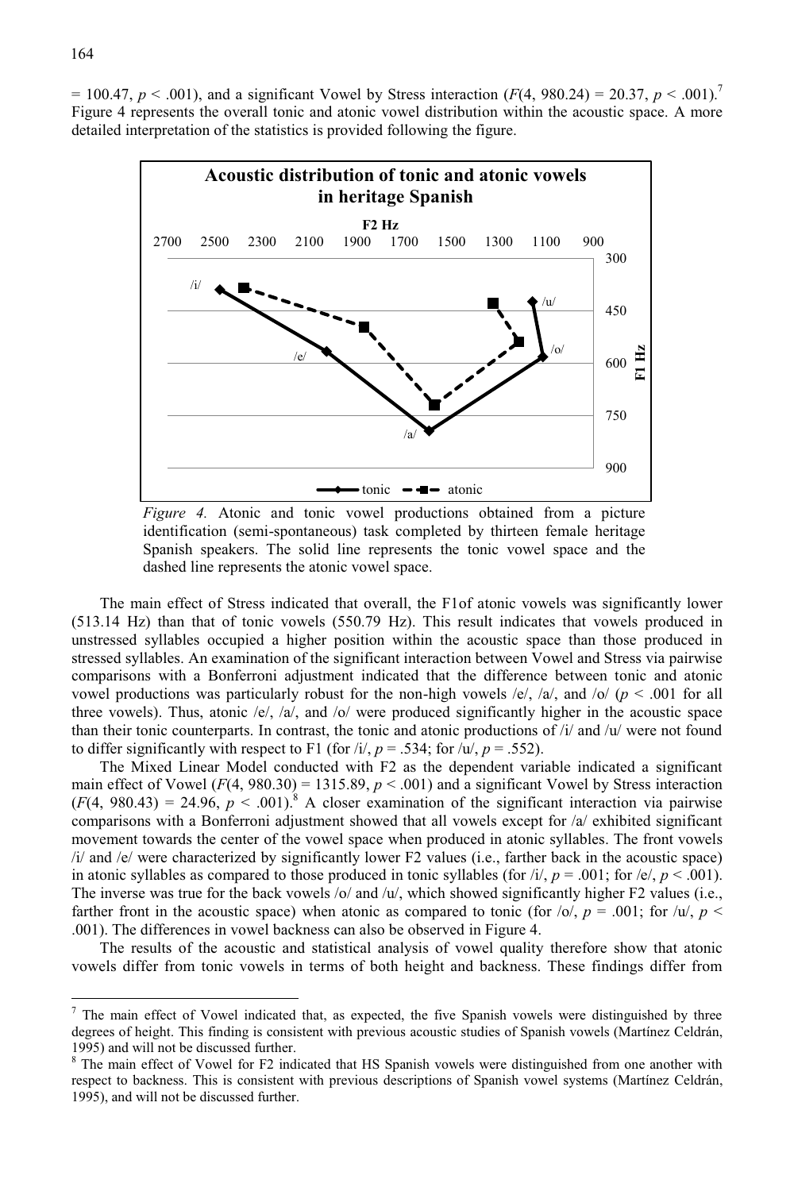= 100.47, $p < .001$), and a significant Vowel by Stress interaction ($F(4, 980.24) = 20.37$, $p < .001$).[7] Figure 4 represents the overall tonic and atonic vowel distribution within the acoustic space. A more detailed interpretation of the statistics is provided following the figure.

*Figure 4.* Atonic and tonic vowel productions obtained from a picture identification (semi-spontaneous) task completed by thirteen female heritage Spanish speakers. The solid line represents the tonic vowel space and the dashed line represents the atonic vowel space.

The main effect of Stress indicated that overall, the F1of atonic vowels was significantly lower (513.14 Hz) than that of tonic vowels (550.79 Hz). This result indicates that vowels produced in unstressed syllables occupied a higher position within the acoustic space than those produced in stressed syllables. An examination of the significant interaction between Vowel and Stress via pairwise comparisons with a Bonferroni adjustment indicated that the difference between tonic and atonic vowel productions was particularly robust for the non-high vowels /e/, /a/, and /o/ ($p < .001$ for all three vowels). Thus, atonic /e/, /a/, and /o/ were produced significantly higher in the acoustic space than their tonic counterparts. In contrast, the tonic and atonic productions of /i/ and /u/ were not found to differ significantly with respect to F1 (for /i/, $p = .534$; for /u/, $p = .552$).

The Mixed Linear Model conducted with F2 as the dependent variable indicated a significant main effect of Vowel ($F(4, 980.30) = 1315.89$, $p < .001$) and a significant Vowel by Stress interaction ($F(4, 980.43) = 24.96$, $p < .001$).[8] A closer examination of the significant interaction via pairwise comparisons with a Bonferroni adjustment showed that all vowels except for /a/ exhibited significant movement towards the center of the vowel space when produced in atonic syllables. The front vowels /i/ and /e/ were characterized by significantly lower F2 values (i.e., farther back in the acoustic space) in atonic syllables as compared to those produced in tonic syllables (for /i/, $p = .001$; for /e/, $p < .001$). The inverse was true for the back vowels /o/ and /u/, which showed significantly higher F2 values (i.e., farther front in the acoustic space) when atonic as compared to tonic (for /o/, $p = .001$; for /u/, $p < .001$). The differences in vowel backness can also be observed in Figure 4.

The results of the acoustic and statistical analysis of vowel quality therefore show that atonic vowels differ from tonic vowels in terms of both height and backness. These findings differ from

---

[7] The main effect of Vowel indicated that, as expected, the five Spanish vowels were distinguished by three degrees of height. This finding is consistent with previous acoustic studies of Spanish vowels (Martínez Celdrán, 1995) and will not be discussed further.

[8] The main effect of Vowel for F2 indicated that HS Spanish vowels were distinguished from one another with respect to backness. This is consistent with previous descriptions of Spanish vowel systems (Martínez Celdrán, 1995), and will not be discussed further.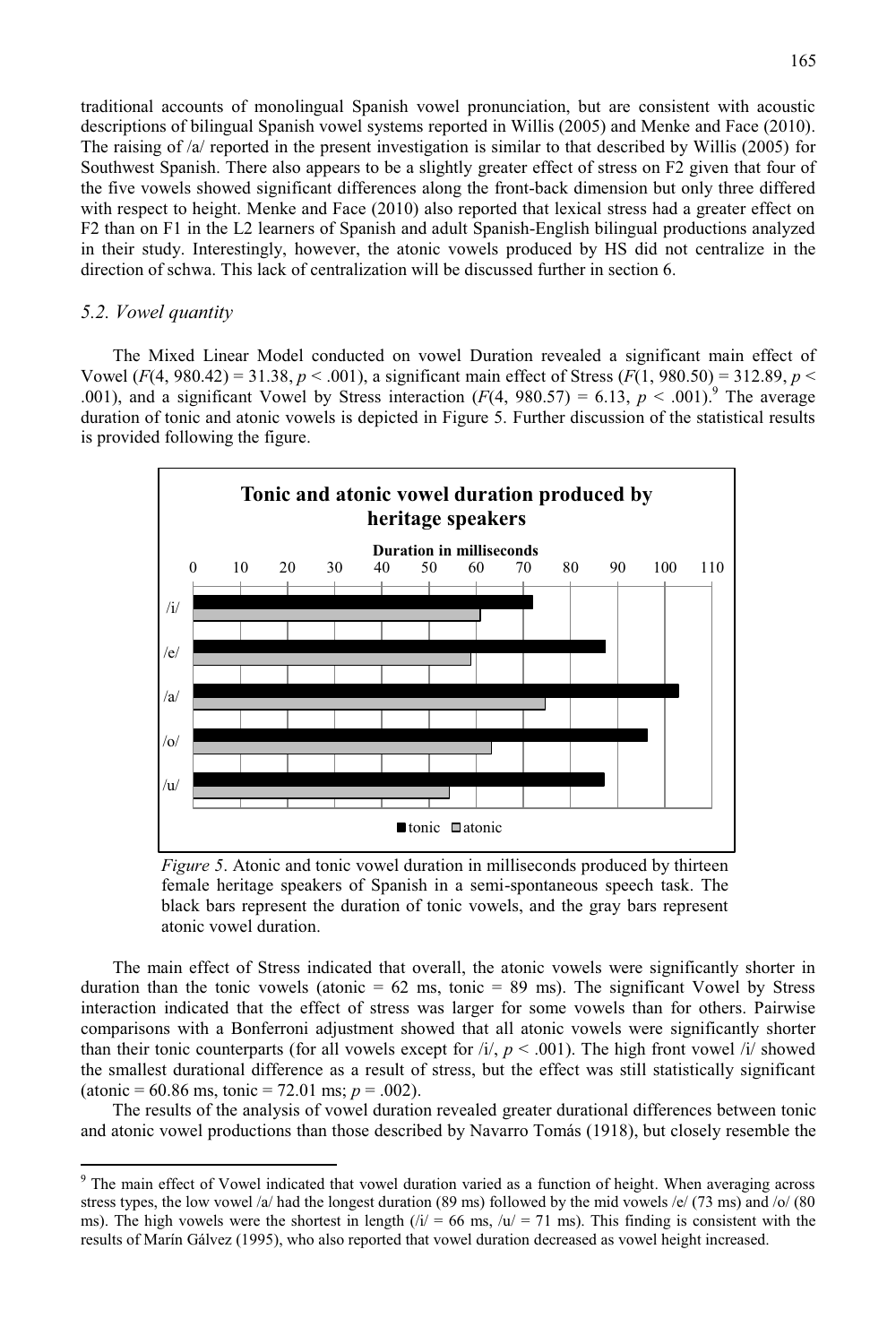traditional accounts of monolingual Spanish vowel pronunciation, but are consistent with acoustic descriptions of bilingual Spanish vowel systems reported in Willis (2005) and Menke and Face (2010). The raising of /a/ reported in the present investigation is similar to that described by Willis (2005) for Southwest Spanish. There also appears to be a slightly greater effect of stress on F2 given that four of the five vowels showed significant differences along the front-back dimension but only three differed with respect to height. Menke and Face (2010) also reported that lexical stress had a greater effect on F2 than on F1 in the L2 learners of Spanish and adult Spanish-English bilingual productions analyzed in their study. Interestingly, however, the atonic vowels produced by HS did not centralize in the direction of schwa. This lack of centralization will be discussed further in section 6.

### *5.2. Vowel quantity*

The Mixed Linear Model conducted on vowel Duration revealed a significant main effect of Vowel ($F(4, 980.42) = 31.38$, $p < .001$), a significant main effect of Stress ($F(1, 980.50) = 312.89$, $p < .001$), and a significant Vowel by Stress interaction ($F(4, 980.57) = 6.13$, $p < .001$).[9] The average duration of tonic and atonic vowels is depicted in Figure 5. Further discussion of the statistical results is provided following the figure.

*Figure 5*. Atonic and tonic vowel duration in milliseconds produced by thirteen female heritage speakers of Spanish in a semi-spontaneous speech task. The black bars represent the duration of tonic vowels, and the gray bars represent atonic vowel duration.

The main effect of Stress indicated that overall, the atonic vowels were significantly shorter in duration than the tonic vowels (atonic = 62 ms, tonic = 89 ms). The significant Vowel by Stress interaction indicated that the effect of stress was larger for some vowels than for others. Pairwise comparisons with a Bonferroni adjustment showed that all atonic vowels were significantly shorter than their tonic counterparts (for all vowels except for /i/, $p < .001$). The high front vowel /i/ showed the smallest durational difference as a result of stress, but the effect was still statistically significant (atonic = 60.86 ms, tonic = 72.01 ms; $p = .002$).

The results of the analysis of vowel duration revealed greater durational differences between tonic and atonic vowel productions than those described by Navarro Tomás (1918), but closely resemble the

---

[9] The main effect of Vowel indicated that vowel duration varied as a function of height. When averaging across stress types, the low vowel /a/ had the longest duration (89 ms) followed by the mid vowels /e/ (73 ms) and /o/ (80 ms). The high vowels were the shortest in length (/i/ = 66 ms, /u/ = 71 ms). This finding is consistent with the results of Marín Gálvez (1995), who also reported that vowel duration decreased as vowel height increased.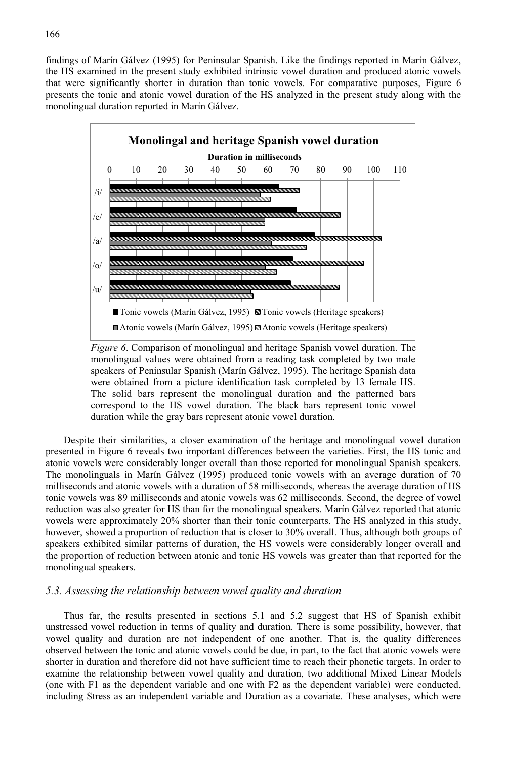findings of Marín Gálvez (1995) for Peninsular Spanish. Like the findings reported in Marín Gálvez, the HS examined in the present study exhibited intrinsic vowel duration and produced atonic vowels that were significantly shorter in duration than tonic vowels. For comparative purposes, Figure 6 presents the tonic and atonic vowel duration of the HS analyzed in the present study along with the monolingual duration reported in Marín Gálvez.

*Figure 6*. Comparison of monolingual and heritage Spanish vowel duration. The monolingual values were obtained from a reading task completed by two male speakers of Peninsular Spanish (Marín Gálvez, 1995). The heritage Spanish data were obtained from a picture identification task completed by 13 female HS. The solid bars represent the monolingual duration and the patterned bars correspond to the HS vowel duration. The black bars represent tonic vowel duration while the gray bars represent atonic vowel duration.

Despite their similarities, a closer examination of the heritage and monolingual vowel duration presented in Figure 6 reveals two important differences between the varieties. First, the HS tonic and atonic vowels were considerably longer overall than those reported for monolingual Spanish speakers. The monolinguals in Marín Gálvez (1995) produced tonic vowels with an average duration of 70 milliseconds and atonic vowels with a duration of 58 milliseconds, whereas the average duration of HS tonic vowels was 89 milliseconds and atonic vowels was 62 milliseconds. Second, the degree of vowel reduction was also greater for HS than for the monolingual speakers. Marín Gálvez reported that atonic vowels were approximately 20% shorter than their tonic counterparts. The HS analyzed in this study, however, showed a proportion of reduction that is closer to 30% overall. Thus, although both groups of speakers exhibited similar patterns of duration, the HS vowels were considerably longer overall and the proportion of reduction between atonic and tonic HS vowels was greater than that reported for the monolingual speakers.

### *5.3. Assessing the relationship between vowel quality and duration*

Thus far, the results presented in sections 5.1 and 5.2 suggest that HS of Spanish exhibit unstressed vowel reduction in terms of quality and duration. There is some possibility, however, that vowel quality and duration are not independent of one another. That is, the quality differences observed between the tonic and atonic vowels could be due, in part, to the fact that atonic vowels were shorter in duration and therefore did not have sufficient time to reach their phonetic targets. In order to examine the relationship between vowel quality and duration, two additional Mixed Linear Models (one with F1 as the dependent variable and one with F2 as the dependent variable) were conducted, including Stress as an independent variable and Duration as a covariate. These analyses, which were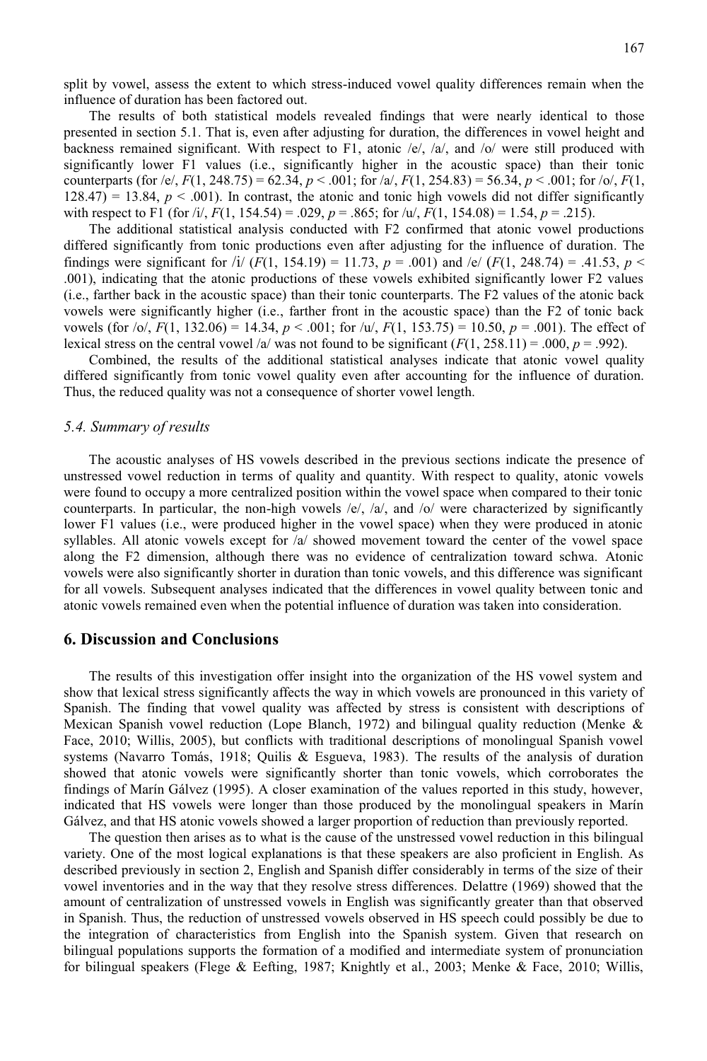split by vowel, assess the extent to which stress-induced vowel quality differences remain when the influence of duration has been factored out.

The results of both statistical models revealed findings that were nearly identical to those presented in section 5.1. That is, even after adjusting for duration, the differences in vowel height and backness remained significant. With respect to F1, atonic /e/, /a/, and /o/ were still produced with significantly lower F1 values (i.e., significantly higher in the acoustic space) than their tonic counterparts (for /e/, $F(1, 248.75) = 62.34$, $p < .001$; for /a/, $F(1, 254.83) = 56.34$, $p < .001$; for /o/, $F(1, 128.47) = 13.84$, $p < .001$). In contrast, the atonic and tonic high vowels did not differ significantly with respect to F1 (for /i/, $F(1, 154.54) = .029$, $p = .865$; for /u/, $F(1, 154.08) = 1.54$, $p = .215$).

The additional statistical analysis conducted with F2 confirmed that atonic vowel productions differed significantly from tonic productions even after adjusting for the influence of duration. The findings were significant for /i/ ($F(1, 154.19) = 11.73$, $p = .001$) and /e/ ($F(1, 248.74) = .41.53$, $p < .001$), indicating that the atonic productions of these vowels exhibited significantly lower F2 values (i.e., farther back in the acoustic space) than their tonic counterparts. The F2 values of the atonic back vowels were significantly higher (i.e., farther front in the acoustic space) than the F2 of tonic back vowels (for /o/, $F(1, 132.06) = 14.34$, $p < .001$; for /u/, $F(1, 153.75) = 10.50$, $p = .001$). The effect of lexical stress on the central vowel /a/ was not found to be significant ($F(1, 258.11) = .000$, $p = .992$).

Combined, the results of the additional statistical analyses indicate that atonic vowel quality differed significantly from tonic vowel quality even after accounting for the influence of duration. Thus, the reduced quality was not a consequence of shorter vowel length.

### *5.4. Summary of results*

The acoustic analyses of HS vowels described in the previous sections indicate the presence of unstressed vowel reduction in terms of quality and quantity. With respect to quality, atonic vowels were found to occupy a more centralized position within the vowel space when compared to their tonic counterparts. In particular, the non-high vowels /e/, /a/, and /o/ were characterized by significantly lower F1 values (i.e., were produced higher in the vowel space) when they were produced in atonic syllables. All atonic vowels except for /a/ showed movement toward the center of the vowel space along the F2 dimension, although there was no evidence of centralization toward schwa. Atonic vowels were also significantly shorter in duration than tonic vowels, and this difference was significant for all vowels. Subsequent analyses indicated that the differences in vowel quality between tonic and atonic vowels remained even when the potential influence of duration was taken into consideration.

## 6. Discussion and Conclusions

The results of this investigation offer insight into the organization of the HS vowel system and show that lexical stress significantly affects the way in which vowels are pronounced in this variety of Spanish. The finding that vowel quality was affected by stress is consistent with descriptions of Mexican Spanish vowel reduction (Lope Blanch, 1972) and bilingual quality reduction (Menke & Face, 2010; Willis, 2005), but conflicts with traditional descriptions of monolingual Spanish vowel systems (Navarro Tomás, 1918; Quilis & Esgueva, 1983). The results of the analysis of duration showed that atonic vowels were significantly shorter than tonic vowels, which corroborates the findings of Marín Gálvez (1995). A closer examination of the values reported in this study, however, indicated that HS vowels were longer than those produced by the monolingual speakers in Marín Gálvez, and that HS atonic vowels showed a larger proportion of reduction than previously reported.

The question then arises as to what is the cause of the unstressed vowel reduction in this bilingual variety. One of the most logical explanations is that these speakers are also proficient in English. As described previously in section 2, English and Spanish differ considerably in terms of the size of their vowel inventories and in the way that they resolve stress differences. Delattre (1969) showed that the amount of centralization of unstressed vowels in English was significantly greater than that observed in Spanish. Thus, the reduction of unstressed vowels observed in HS speech could possibly be due to the integration of characteristics from English into the Spanish system. Given that research on bilingual populations supports the formation of a modified and intermediate system of pronunciation for bilingual speakers (Flege & Eefting, 1987; Knightly et al., 2003; Menke & Face, 2010; Willis,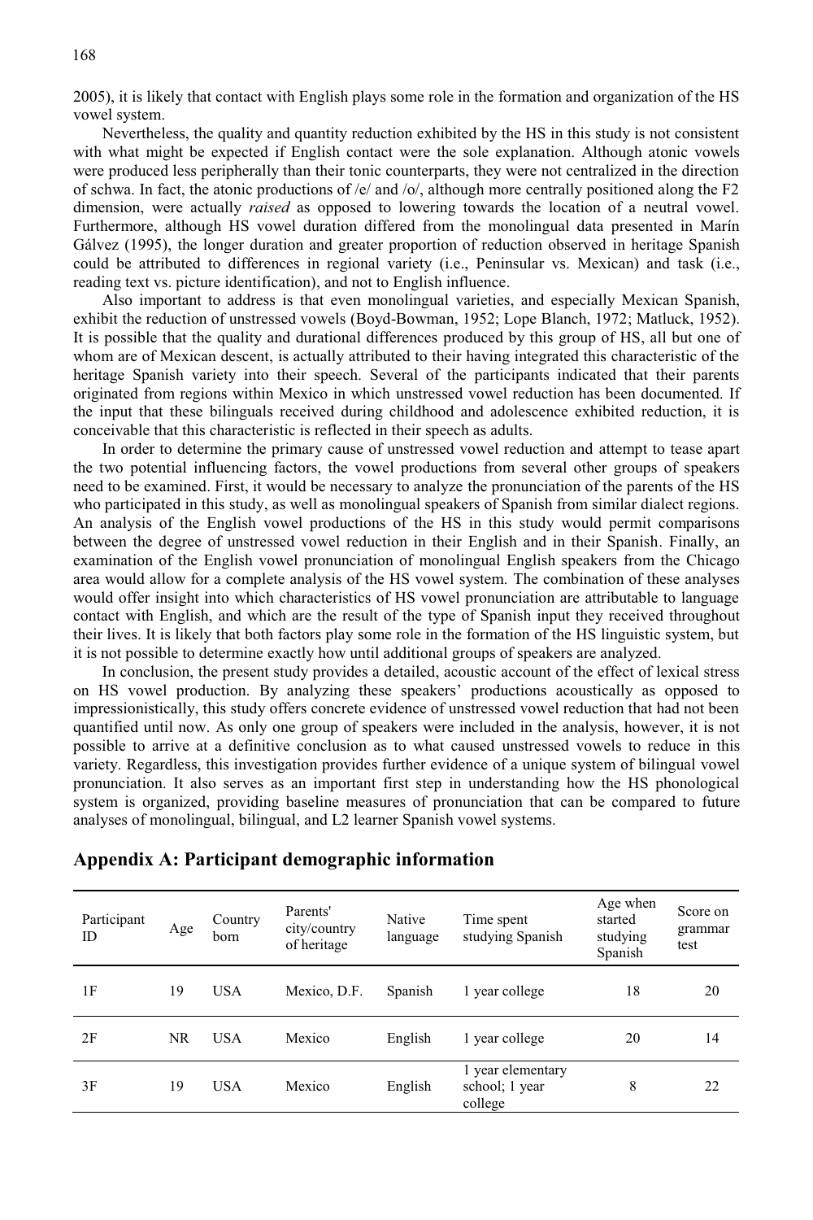2005), it is likely that contact with English plays some role in the formation and organization of the HS vowel system.

Nevertheless, the quality and quantity reduction exhibited by the HS in this study is not consistent with what might be expected if English contact were the sole explanation. Although atonic vowels were produced less peripherally than their tonic counterparts, they were not centralized in the direction of schwa. In fact, the atonic productions of /e/ and /o/, although more centrally positioned along the F2 dimension, were actually *raised* as opposed to lowering towards the location of a neutral vowel. Furthermore, although HS vowel duration differed from the monolingual data presented in Marín Gálvez (1995), the longer duration and greater proportion of reduction observed in heritage Spanish could be attributed to differences in regional variety (i.e., Peninsular vs. Mexican) and task (i.e., reading text vs. picture identification), and not to English influence.

Also important to address is that even monolingual varieties, and especially Mexican Spanish, exhibit the reduction of unstressed vowels (Boyd-Bowman, 1952; Lope Blanch, 1972; Matluck, 1952). It is possible that the quality and durational differences produced by this group of HS, all but one of whom are of Mexican descent, is actually attributed to their having integrated this characteristic of the heritage Spanish variety into their speech. Several of the participants indicated that their parents originated from regions within Mexico in which unstressed vowel reduction has been documented. If the input that these bilinguals received during childhood and adolescence exhibited reduction, it is conceivable that this characteristic is reflected in their speech as adults.

In order to determine the primary cause of unstressed vowel reduction and attempt to tease apart the two potential influencing factors, the vowel productions from several other groups of speakers need to be examined. First, it would be necessary to analyze the pronunciation of the parents of the HS who participated in this study, as well as monolingual speakers of Spanish from similar dialect regions. An analysis of the English vowel productions of the HS in this study would permit comparisons between the degree of unstressed vowel reduction in their English and in their Spanish. Finally, an examination of the English vowel pronunciation of monolingual English speakers from the Chicago area would allow for a complete analysis of the HS vowel system. The combination of these analyses would offer insight into which characteristics of HS vowel pronunciation are attributable to language contact with English, and which are the result of the type of Spanish input they received throughout their lives. It is likely that both factors play some role in the formation of the HS linguistic system, but it is not possible to determine exactly how until additional groups of speakers are analyzed.

In conclusion, the present study provides a detailed, acoustic account of the effect of lexical stress on HS vowel production. By analyzing these speakers' productions acoustically as opposed to impressionistically, this study offers concrete evidence of unstressed vowel reduction that had not been quantified until now. As only one group of speakers were included in the analysis, however, it is not possible to arrive at a definitive conclusion as to what caused unstressed vowels to reduce in this variety. Regardless, this investigation provides further evidence of a unique system of bilingual vowel pronunciation. It also serves as an important first step in understanding how the HS phonological system is organized, providing baseline measures of pronunciation that can be compared to future analyses of monolingual, bilingual, and L2 learner Spanish vowel systems.

## Appendix A: Participant demographic information

| Participant ID | Age | Country born | Parents' city/country of heritage | Native language | Time spent studying Spanish | Age when started studying Spanish | Score on grammar test |
|---|---|---|---|---|---|---|---|
| 1F | 19 | USA | Mexico, D.F. | Spanish | 1 year college | 18 | 20 |
| 2F | NR | USA | Mexico | English | 1 year college | 20 | 14 |
| 3F | 19 | USA | Mexico | English | 1 year elementary school; 1 year college | 8 | 22 |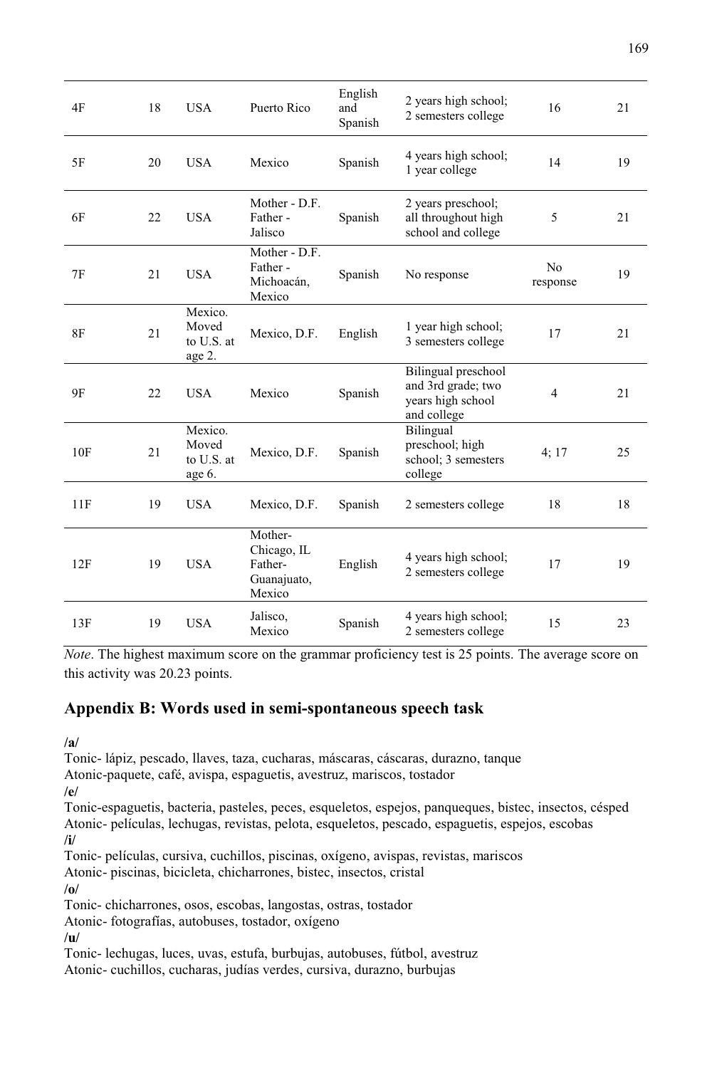| | | | | | | | |
|---|---|---|---|---|---|---|---|
| 4F | 18 | USA | Puerto Rico | English and Spanish | 2 years high school; 2 semesters college | 16 | 21 |
| 5F | 20 | USA | Mexico | Spanish | 4 years high school; 1 year college | 14 | 19 |
| 6F | 22 | USA | Mother - D.F. Father - Jalisco | Spanish | 2 years preschool; all throughout high school and college | 5 | 21 |
| 7F | 21 | USA | Mother - D.F. Father - Michoacán, Mexico | Spanish | No response | No response | 19 |
| 8F | 21 | Mexico. Moved to U.S. at age 2. | Mexico, D.F. | English | 1 year high school; 3 semesters college | 17 | 21 |
| 9F | 22 | USA | Mexico | Spanish | Bilingual preschool and 3rd grade; two years high school and college | 4 | 21 |
| 10F | 21 | Mexico. Moved to U.S. at age 6. | Mexico, D.F. | Spanish | Bilingual preschool; high school; 3 semesters college | 4; 17 | 25 |
| 11F | 19 | USA | Mexico, D.F. | Spanish | 2 semesters college | 18 | 18 |
| 12F | 19 | USA | Mother- Chicago, IL Father- Guanajuato, Mexico | English | 4 years high school; 2 semesters college | 17 | 19 |
| 13F | 19 | USA | Jalisco, Mexico | Spanish | 4 years high school; 2 semesters college | 15 | 23 |

*Note*. The highest maximum score on the grammar proficiency test is 25 points. The average score on this activity was 20.23 points.

## Appendix B: Words used in semi-spontaneous speech task

**/a/**
Tonic- lápiz, pescado, llaves, taza, cucharas, máscaras, cáscaras, durazno, tanque
Atonic-paquete, café, avispa, espaguetis, avestruz, mariscos, tostador
**/e/**
Tonic-espaguetis, bacteria, pasteles, peces, esqueletos, espejos, panqueques, bistec, insectos, césped
Atonic- películas, lechugas, revistas, pelota, esqueletos, pescado, espaguetis, espejos, escobas
**/i/**
Tonic- películas, cursiva, cuchillos, piscinas, oxígeno, avispas, revistas, mariscos
Atonic- piscinas, bicicleta, chicharrones, bistec, insectos, cristal
**/o/**
Tonic- chicharrones, osos, escobas, langostas, ostras, tostador
Atonic- fotografías, autobuses, tostador, oxígeno
**/u/**
Tonic- lechugas, luces, uvas, estufa, burbujas, autobuses, fútbol, avestruz
Atonic- cuchillos, cucharas, judías verdes, cursiva, durazno, burbujas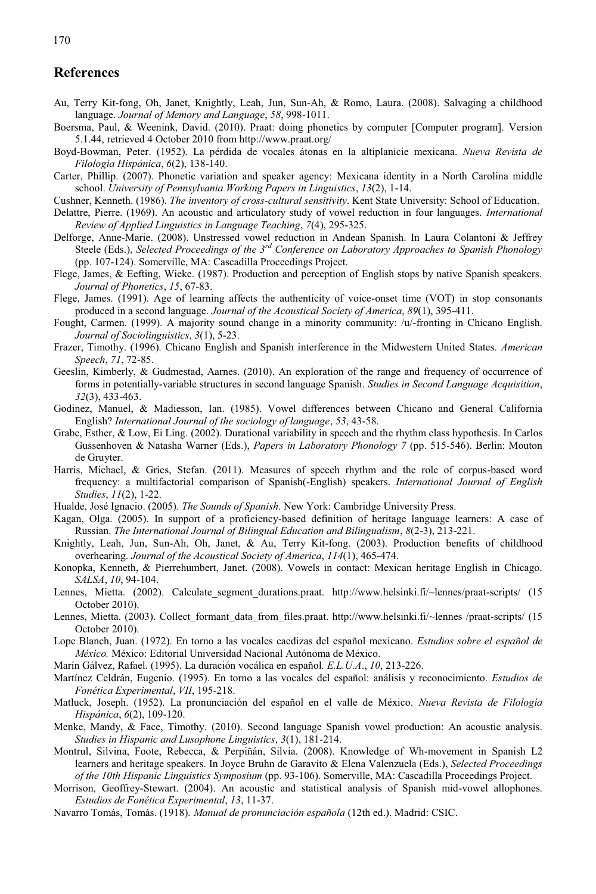## References

Au, Terry Kit-fong, Oh, Janet, Knightly, Leah, Jun, Sun-Ah, & Romo, Laura. (2008). Salvaging a childhood language. *Journal of Memory and Language*, *58*, 998-1011.

Boersma, Paul, & Weenink, David. (2010). Praat: doing phonetics by computer [Computer program]. Version 5.1.44, retrieved 4 October 2010 from http://www.praat.org/

Boyd-Bowman, Peter. (1952). La pérdida de vocales átonas en la altiplanicie mexicana. *Nueva Revista de Filología Hispánica*, *6*(2), 138-140.

Carter, Phillip. (2007). Phonetic variation and speaker agency: Mexicana identity in a North Carolina middle school. *University of Pennsylvania Working Papers in Linguistics*, *13*(2), 1-14.

Cushner, Kenneth. (1986). *The inventory of cross-cultural sensitivity*. Kent State University: School of Education.

Delattre, Pierre. (1969). An acoustic and articulatory study of vowel reduction in four languages. *International Review of Applied Linguistics in Language Teaching*, *7*(4), 295-325.

Delforge, Anne-Marie. (2008). Unstressed vowel reduction in Andean Spanish. In Laura Colantoni & Jeffrey Steele (Eds.), *Selected Proceedings of the 3rd Conference on Laboratory Approaches to Spanish Phonology* (pp. 107-124). Somerville, MA: Cascadilla Proceedings Project.

Flege, James, & Eefting, Wieke. (1987). Production and perception of English stops by native Spanish speakers. *Journal of Phonetics*, *15*, 67-83.

Flege, James. (1991). Age of learning affects the authenticity of voice-onset time (VOT) in stop consonants produced in a second language. *Journal of the Acoustical Society of America*, *89*(1), 395-411.

Fought, Carmen. (1999). A majority sound change in a minority community: /u/-fronting in Chicano English. *Journal of Sociolinguistics*, *3*(1), 5-23.

Frazer, Timothy. (1996). Chicano English and Spanish interference in the Midwestern United States. *American Speech*, *71*, 72-85.

Geeslin, Kimberly, & Gudmestad, Aarnes. (2010). An exploration of the range and frequency of occurrence of forms in potentially-variable structures in second language Spanish. *Studies in Second Language Acquisition*, *32*(3), 433-463.

Godinez, Manuel, & Madiesson, Ian. (1985). Vowel differences between Chicano and General California English? *International Journal of the sociology of language*, *53*, 43-58.

Grabe, Esther, & Low, Ei Ling. (2002). Durational variability in speech and the rhythm class hypothesis. In Carlos Gussenhoven & Natasha Warner (Eds.), *Papers in Laboratory Phonology 7* (pp. 515-546). Berlin: Mouton de Gruyter.

Harris, Michael, & Gries, Stefan. (2011). Measures of speech rhythm and the role of corpus-based word frequency: a multifactorial comparison of Spanish(-English) speakers. *International Journal of English Studies*, *11*(2), 1-22.

Hualde, José Ignacio. (2005). *The Sounds of Spanish*. New York: Cambridge University Press.

Kagan, Olga. (2005). In support of a proficiency-based definition of heritage language learners: A case of Russian. *The International Journal of Bilingual Education and Bilingualism*, *8*(2-3), 213-221.

Knightly, Leah, Jun, Sun-Ah, Oh, Janet, & Au, Terry Kit-fong. (2003). Production benefits of childhood overhearing. *Journal of the Acoustical Society of America*, *114*(1), 465-474.

Konopka, Kenneth, & Pierrehumbert, Janet. (2008). Vowels in contact: Mexican heritage English in Chicago. *SALSA*, *10*, 94-104.

Lennes, Mietta. (2002). Calculate_segment_durations.praat. http://www.helsinki.fi/~lennes/praat-scripts/ (15 October 2010).

Lennes, Mietta. (2003). Collect_formant_data_from_files.praat. http://www.helsinki.fi/~lennes /praat-scripts/ (15 October 2010).

Lope Blanch, Juan. (1972). En torno a las vocales caedizas del español mexicano. *Estudios sobre el español de México.* México: Editorial Universidad Nacional Autónoma de México.

Marín Gálvez, Rafael. (1995). La duración vocálica en español*. E.L.U.A*., *10*, 213-226.

Martínez Celdrán, Eugenio. (1995). En torno a las vocales del español: análisis y reconocimiento. *Estudios de Fonética Experimental*, *VII*, 195-218.

Matluck, Joseph. (1952). La pronunciación del español en el valle de México. *Nueva Revista de Filología Hispánica*, *6*(2), 109-120.

Menke, Mandy, & Face, Timothy. (2010). Second language Spanish vowel production: An acoustic analysis. *Studies in Hispanic and Lusophone Linguistics*, *3*(1), 181-214.

Montrul, Silvina, Foote, Rebecca, & Perpiñán, Silvia. (2008). Knowledge of Wh-movement in Spanish L2 learners and heritage speakers. In Joyce Bruhn de Garavito & Elena Valenzuela (Eds.), *Selected Proceedings of the 10th Hispanic Linguistics Symposium* (pp. 93-106). Somerville, MA: Cascadilla Proceedings Project.

Morrison, Geoffrey-Stewart. (2004). An acoustic and statistical analysis of Spanish mid-vowel allophones. *Estudios de Fonética Experimental*, *13*, 11-37.

Navarro Tomás, Tomás. (1918). *Manual de pronunciación española* (12th ed.). Madrid: CSIC.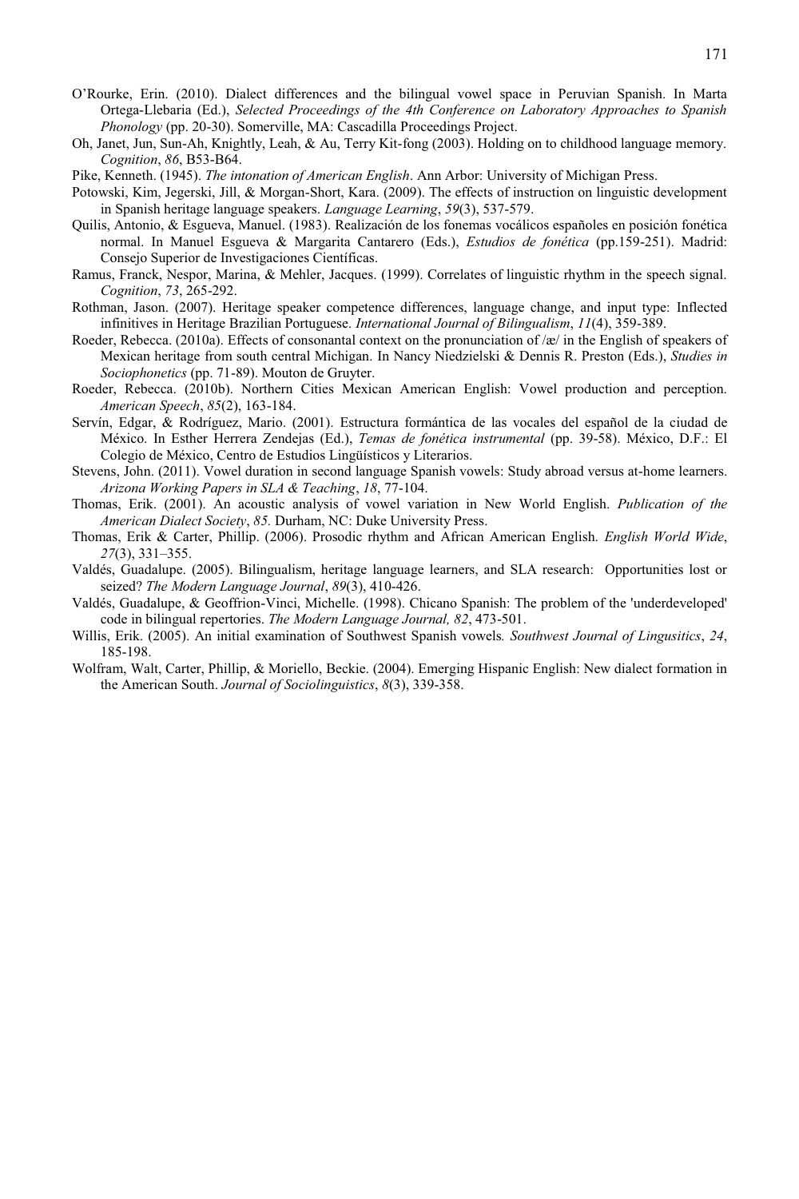O'Rourke, Erin. (2010). Dialect differences and the bilingual vowel space in Peruvian Spanish. In Marta Ortega-Llebaria (Ed.), *Selected Proceedings of the 4th Conference on Laboratory Approaches to Spanish Phonology* (pp. 20-30). Somerville, MA: Cascadilla Proceedings Project.

Oh, Janet, Jun, Sun-Ah, Knightly, Leah, & Au, Terry Kit-fong (2003). Holding on to childhood language memory. *Cognition*, *86*, B53-B64.

Pike, Kenneth. (1945). *The intonation of American English*. Ann Arbor: University of Michigan Press.

Potowski, Kim, Jegerski, Jill, & Morgan-Short, Kara. (2009). The effects of instruction on linguistic development in Spanish heritage language speakers. *Language Learning*, *59*(3), 537-579.

Quilis, Antonio, & Esgueva, Manuel. (1983). Realización de los fonemas vocálicos españoles en posición fonética normal. In Manuel Esgueva & Margarita Cantarero (Eds.), *Estudios de fonética* (pp.159-251). Madrid: Consejo Superior de Investigaciones Científicas.

Ramus, Franck, Nespor, Marina, & Mehler, Jacques. (1999). Correlates of linguistic rhythm in the speech signal. *Cognition*, *73*, 265-292.

Rothman, Jason. (2007). Heritage speaker competence differences, language change, and input type: Inflected infinitives in Heritage Brazilian Portuguese. *International Journal of Bilingualism*, *11*(4), 359-389.

Roeder, Rebecca. (2010a). Effects of consonantal context on the pronunciation of /æ/ in the English of speakers of Mexican heritage from south central Michigan. In Nancy Niedzielski & Dennis R. Preston (Eds.), *Studies in Sociophonetics* (pp. 71-89). Mouton de Gruyter.

Roeder, Rebecca. (2010b). Northern Cities Mexican American English: Vowel production and perception. *American Speech*, *85*(2), 163-184.

Servín, Edgar, & Rodríguez, Mario. (2001). Estructura formántica de las vocales del español de la ciudad de México. In Esther Herrera Zendejas (Ed.), *Temas de fonética instrumental* (pp. 39-58). México, D.F.: El Colegio de México, Centro de Estudios Lingüísticos y Literarios.

Stevens, John. (2011). Vowel duration in second language Spanish vowels: Study abroad versus at-home learners. *Arizona Working Papers in SLA & Teaching*, *18*, 77-104.

Thomas, Erik. (2001). An acoustic analysis of vowel variation in New World English. *Publication of the American Dialect Society*, *85.* Durham, NC: Duke University Press.

Thomas, Erik & Carter, Phillip. (2006). Prosodic rhythm and African American English. *English World Wide*, *27*(3), 331–355.

Valdés, Guadalupe. (2005). Bilingualism, heritage language learners, and SLA research: Opportunities lost or seized? *The Modern Language Journal*, *89*(3), 410-426.

Valdés, Guadalupe, & Geoffrion-Vinci, Michelle. (1998). Chicano Spanish: The problem of the 'underdeveloped' code in bilingual repertories. *The Modern Language Journal, 82*, 473-501.

Willis, Erik. (2005). An initial examination of Southwest Spanish vowels*. Southwest Journal of Lingusitics*, *24*, 185-198.

Wolfram, Walt, Carter, Phillip, & Moriello, Beckie. (2004). Emerging Hispanic English: New dialect formation in the American South. *Journal of Sociolinguistics*, *8*(3), 339-358.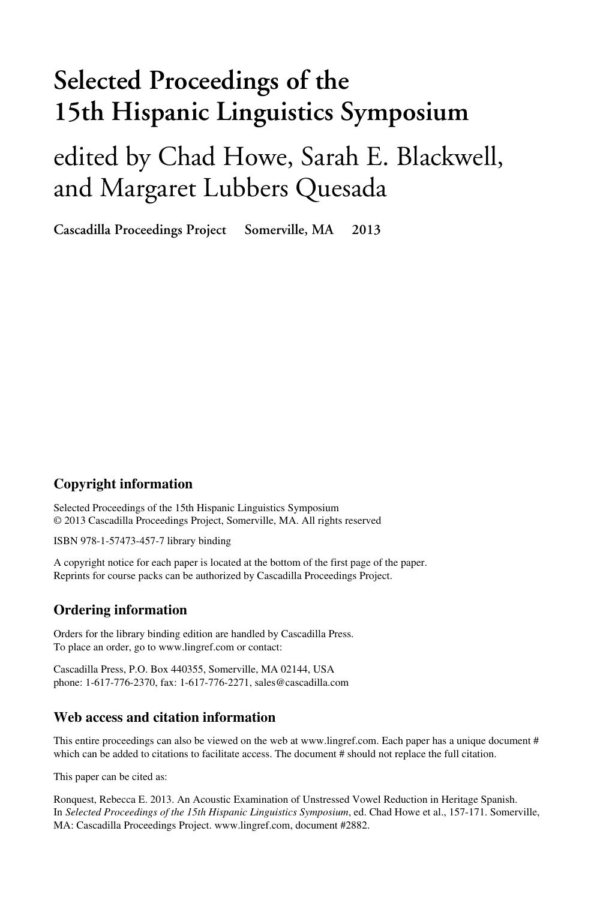# Selected Proceedings of the 15th Hispanic Linguistics Symposium

edited by Chad Howe, Sarah E. Blackwell, and Margaret Lubbers Quesada

**Cascadilla Proceedings Project Somerville, MA 2013**

## Copyright information

Selected Proceedings of the 15th Hispanic Linguistics Symposium
© 2013 Cascadilla Proceedings Project, Somerville, MA. All rights reserved

ISBN 978-1-57473-457-7 library binding

A copyright notice for each paper is located at the bottom of the first page of the paper.
Reprints for course packs can be authorized by Cascadilla Proceedings Project.

## Ordering information

Orders for the library binding edition are handled by Cascadilla Press.
To place an order, go to www.lingref.com or contact:

Cascadilla Press, P.O. Box 440355, Somerville, MA 02144, USA
phone: 1-617-776-2370, fax: 1-617-776-2271, sales@cascadilla.com

## Web access and citation information

This entire proceedings can also be viewed on the web at www.lingref.com. Each paper has a unique document # which can be added to citations to facilitate access. The document # should not replace the full citation.

This paper can be cited as:

Ronquest, Rebecca E. 2013. An Acoustic Examination of Unstressed Vowel Reduction in Heritage Spanish. In *Selected Proceedings of the 15th Hispanic Linguistics Symposium*, ed. Chad Howe et al., 157-171. Somerville, MA: Cascadilla Proceedings Project. www.lingref.com, document #2882.